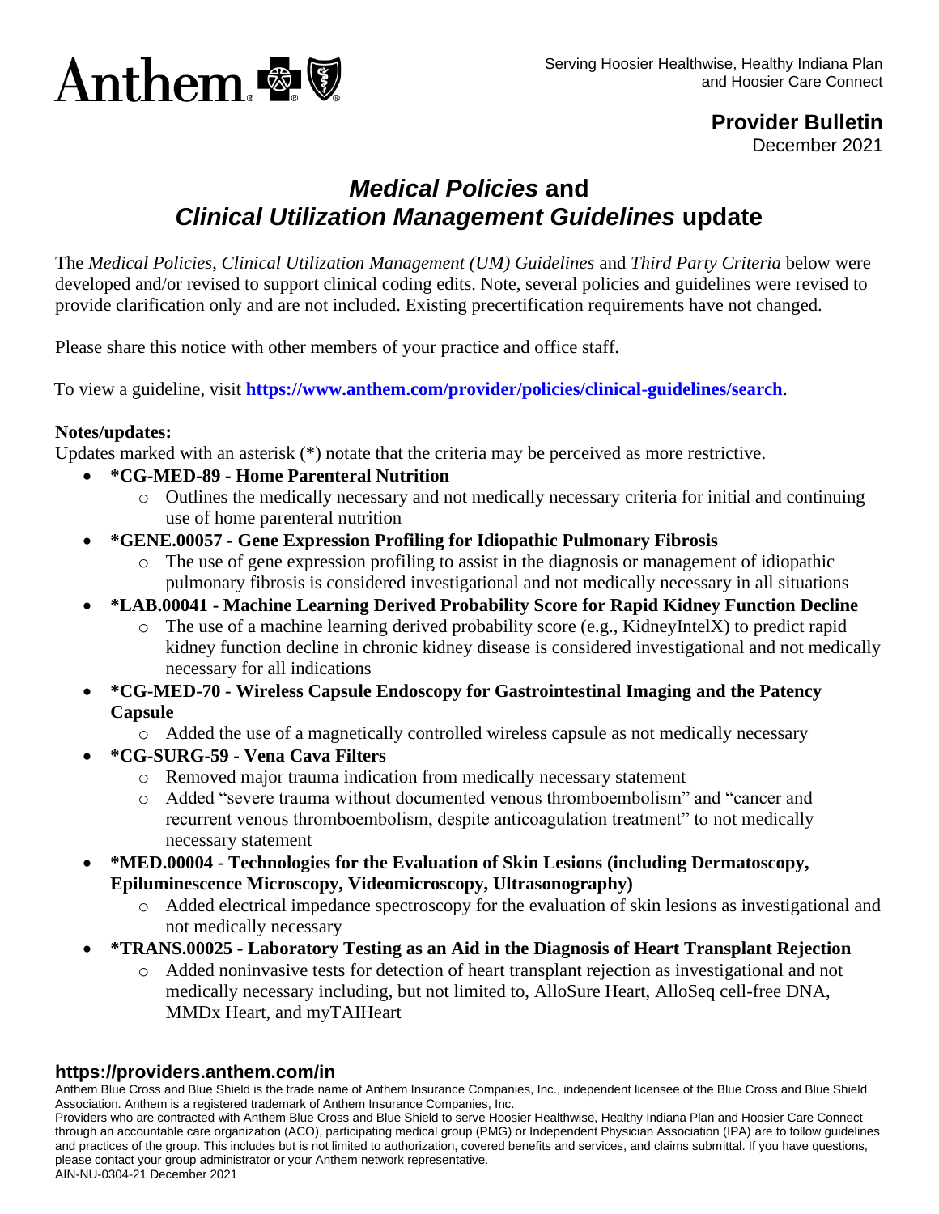Anthem

Serving Hoosier Healthwise, Healthy Indiana Plan and Hoosier Care Connect

**Provider Bulletin**
December 2021

# *Medical Policies* and *Clinical Utilization Management Guidelines* update

The *Medical Policies*, *Clinical Utilization Management (UM) Guidelines* and *Third Party Criteria* below were developed and/or revised to support clinical coding edits. Note, several policies and guidelines were revised to provide clarification only and are not included. Existing precertification requirements have not changed.

Please share this notice with other members of your practice and office staff.

To view a guideline, visit **https://www.anthem.com/provider/policies/clinical-guidelines/search**.

**Notes/updates:**

Updates marked with an asterisk (*) notate that the criteria may be perceived as more restrictive.

- ***CG-MED-89 - Home Parenteral Nutrition**
  - Outlines the medically necessary and not medically necessary criteria for initial and continuing use of home parenteral nutrition
- ***GENE.00057 - Gene Expression Profiling for Idiopathic Pulmonary Fibrosis**
  - The use of gene expression profiling to assist in the diagnosis or management of idiopathic pulmonary fibrosis is considered investigational and not medically necessary in all situations
- ***LAB.00041 - Machine Learning Derived Probability Score for Rapid Kidney Function Decline**
  - The use of a machine learning derived probability score (e.g., KidneyIntelX) to predict rapid kidney function decline in chronic kidney disease is considered investigational and not medically necessary for all indications
- ***CG-MED-70 - Wireless Capsule Endoscopy for Gastrointestinal Imaging and the Patency Capsule**
  - Added the use of a magnetically controlled wireless capsule as not medically necessary
- ***CG-SURG-59 - Vena Cava Filters**
  - Removed major trauma indication from medically necessary statement
  - Added "severe trauma without documented venous thromboembolism" and "cancer and recurrent venous thromboembolism, despite anticoagulation treatment" to not medically necessary statement
- ***MED.00004 - Technologies for the Evaluation of Skin Lesions (including Dermatoscopy, Epiluminescence Microscopy, Videomicroscopy, Ultrasonography)**
  - Added electrical impedance spectroscopy for the evaluation of skin lesions as investigational and not medically necessary
- ***TRANS.00025 - Laboratory Testing as an Aid in the Diagnosis of Heart Transplant Rejection**
  - Added noninvasive tests for detection of heart transplant rejection as investigational and not medically necessary including, but not limited to, AlloSure Heart, AlloSeq cell-free DNA, MMDx Heart, and myTAIHeart

**https://providers.anthem.com/in**

Anthem Blue Cross and Blue Shield is the trade name of Anthem Insurance Companies, Inc., independent licensee of the Blue Cross and Blue Shield Association. Anthem is a registered trademark of Anthem Insurance Companies, Inc.

Providers who are contracted with Anthem Blue Cross and Blue Shield to serve Hoosier Healthwise, Healthy Indiana Plan and Hoosier Care Connect through an accountable care organization (ACO), participating medical group (PMG) or Independent Physician Association (IPA) are to follow guidelines and practices of the group. This includes but is not limited to authorization, covered benefits and services, and claims submittal. If you have questions, please contact your group administrator or your Anthem network representative.

AIN-NU-0304-21 December 2021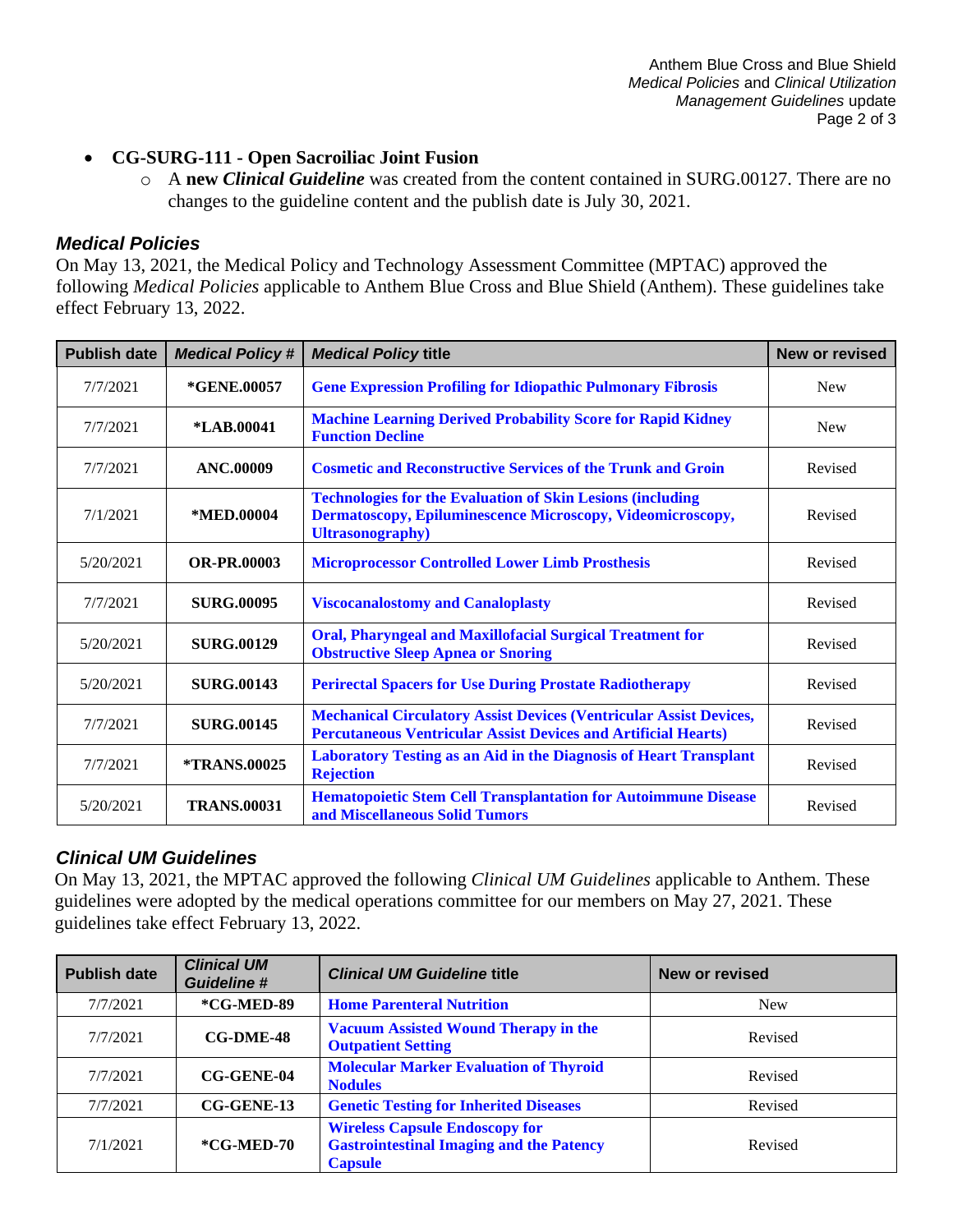- **CG-SURG-111 - Open Sacroiliac Joint Fusion**
  - A **new** ***Clinical Guideline*** was created from the content contained in SURG.00127. There are no changes to the guideline content and the publish date is July 30, 2021.

## *Medical Policies*

On May 13, 2021, the Medical Policy and Technology Assessment Committee (MPTAC) approved the following *Medical Policies* applicable to Anthem Blue Cross and Blue Shield (Anthem). These guidelines take effect February 13, 2022.

| Publish date | *Medical Policy #* | *Medical Policy* title | New or revised |
|---|---|---|---|
| 7/7/2021 | **\*GENE.00057** | **Gene Expression Profiling for Idiopathic Pulmonary Fibrosis** | New |
| 7/7/2021 | **\*LAB.00041** | **Machine Learning Derived Probability Score for Rapid Kidney Function Decline** | New |
| 7/7/2021 | **ANC.00009** | **Cosmetic and Reconstructive Services of the Trunk and Groin** | Revised |
| 7/1/2021 | **\*MED.00004** | **Technologies for the Evaluation of Skin Lesions (including Dermatoscopy, Epiluminescence Microscopy, Videomicroscopy, Ultrasonography)** | Revised |
| 5/20/2021 | **OR-PR.00003** | **Microprocessor Controlled Lower Limb Prosthesis** | Revised |
| 7/7/2021 | **SURG.00095** | **Viscocanalostomy and Canaloplasty** | Revised |
| 5/20/2021 | **SURG.00129** | **Oral, Pharyngeal and Maxillofacial Surgical Treatment for Obstructive Sleep Apnea or Snoring** | Revised |
| 5/20/2021 | **SURG.00143** | **Perirectal Spacers for Use During Prostate Radiotherapy** | Revised |
| 7/7/2021 | **SURG.00145** | **Mechanical Circulatory Assist Devices (Ventricular Assist Devices, Percutaneous Ventricular Assist Devices and Artificial Hearts)** | Revised |
| 7/7/2021 | **\*TRANS.00025** | **Laboratory Testing as an Aid in the Diagnosis of Heart Transplant Rejection** | Revised |
| 5/20/2021 | **TRANS.00031** | **Hematopoietic Stem Cell Transplantation for Autoimmune Disease and Miscellaneous Solid Tumors** | Revised |

## *Clinical UM Guidelines*

On May 13, 2021, the MPTAC approved the following *Clinical UM Guidelines* applicable to Anthem. These guidelines were adopted by the medical operations committee for our members on May 27, 2021. These guidelines take effect February 13, 2022.

| Publish date | *Clinical UM Guideline #* | *Clinical UM Guideline* title | New or revised |
|---|---|---|---|
| 7/7/2021 | **\*CG-MED-89** | **Home Parenteral Nutrition** | New |
| 7/7/2021 | **CG-DME-48** | **Vacuum Assisted Wound Therapy in the Outpatient Setting** | Revised |
| 7/7/2021 | **CG-GENE-04** | **Molecular Marker Evaluation of Thyroid Nodules** | Revised |
| 7/7/2021 | **CG-GENE-13** | **Genetic Testing for Inherited Diseases** | Revised |
| 7/1/2021 | **\*CG-MED-70** | **Wireless Capsule Endoscopy for Gastrointestinal Imaging and the Patency Capsule** | Revised |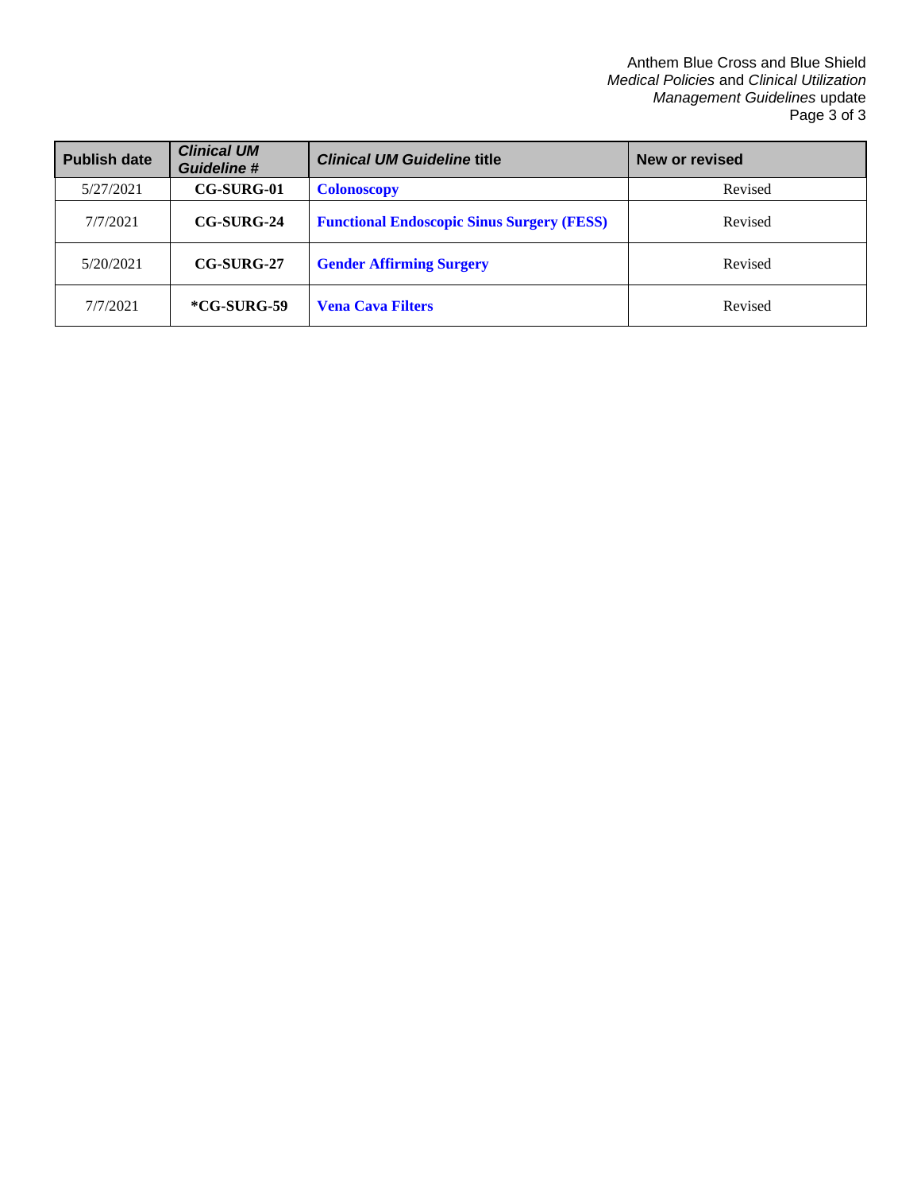| Publish date | *Clinical UM Guideline #* | *Clinical UM Guideline* title | New or revised |
|---|---|---|---|
| 5/27/2021 | **CG-SURG-01** | **Colonoscopy** | Revised |
| 7/7/2021 | **CG-SURG-24** | **Functional Endoscopic Sinus Surgery (FESS)** | Revised |
| 5/20/2021 | **CG-SURG-27** | **Gender Affirming Surgery** | Revised |
| 7/7/2021 | ***CG-SURG-59** | **Vena Cava Filters** | Revised |